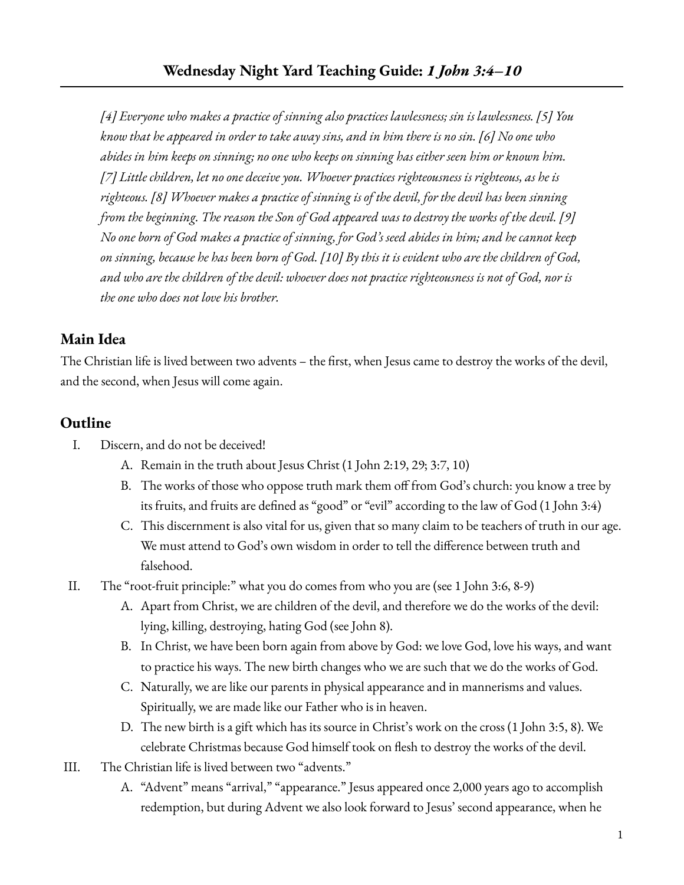# Wednesday Night Yard Teaching Guide: *1 John 3:4–10*

*[4] Everyone who makes a practice of sinning also practices lawlessness; sin is lawlessness. [5] You know that he appeared in order to take away sins, and in him there is no sin. [6] No one who abides in him keeps on sinning; no one who keeps on sinning has either seen him or known him. [7] Little children, let no one deceive you. Whoever practices righteousness is righteous, as he is righteous. [8] Whoever makes a practice of sinning is of the devil, for the devil has been sinning from the beginning. The reason the Son of God appeared was to destroy the works of the devil. [9] No one born of God makes a practice of sinning, for God's seed abides in him; and he cannot keep on sinning, because he has been born of God. [10] By this it is evident who are the children of God, and who are the children of the devil: whoever does not practice righteousness is not of God, nor is the one who does not love his brother.*

## Main Idea

The Christian life is lived between two advents – the first, when Jesus came to destroy the works of the devil, and the second, when Jesus will come again.

## Outline

I. Discern, and do not be deceived!
   - A. Remain in the truth about Jesus Christ (1 John 2:19, 29; 3:7, 10)
   - B. The works of those who oppose truth mark them off from God's church: you know a tree by its fruits, and fruits are defined as "good" or "evil" according to the law of God (1 John 3:4)
   - C. This discernment is also vital for us, given that so many claim to be teachers of truth in our age. We must attend to God's own wisdom in order to tell the difference between truth and falsehood.

II. The "root-fruit principle:" what you do comes from who you are (see 1 John 3:6, 8-9)
   - A. Apart from Christ, we are children of the devil, and therefore we do the works of the devil: lying, killing, destroying, hating God (see John 8).
   - B. In Christ, we have been born again from above by God: we love God, love his ways, and want to practice his ways. The new birth changes who we are such that we do the works of God.
   - C. Naturally, we are like our parents in physical appearance and in mannerisms and values. Spiritually, we are made like our Father who is in heaven.
   - D. The new birth is a gift which has its source in Christ's work on the cross (1 John 3:5, 8). We celebrate Christmas because God himself took on flesh to destroy the works of the devil.

III. The Christian life is lived between two "advents."
   - A. "Advent" means "arrival," "appearance." Jesus appeared once 2,000 years ago to accomplish redemption, but during Advent we also look forward to Jesus' second appearance, when he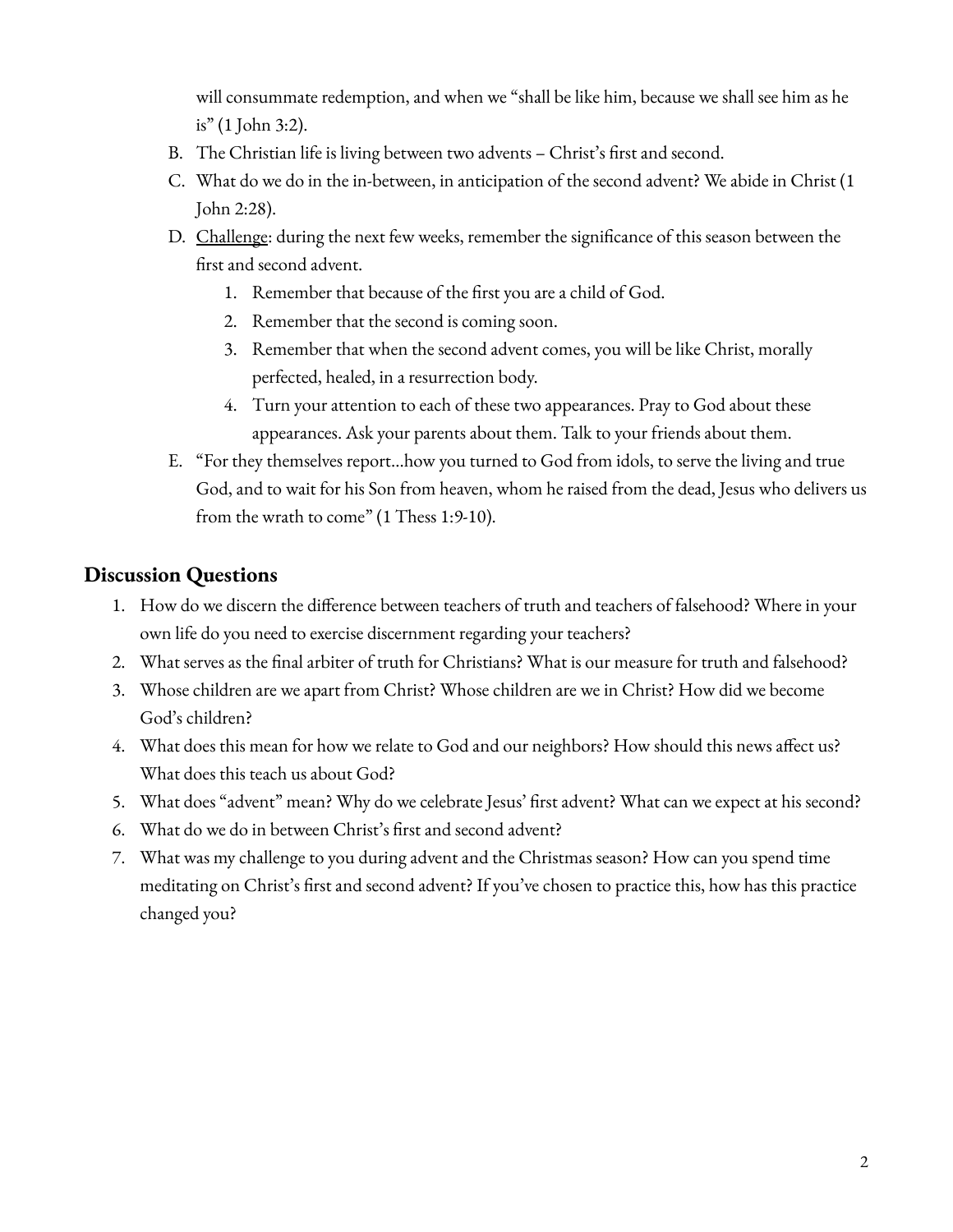will consummate redemption, and when we "shall be like him, because we shall see him as he is" (1 John 3:2).

B. The Christian life is living between two advents – Christ's first and second.

C. What do we do in the in-between, in anticipation of the second advent? We abide in Christ (1 John 2:28).

D. <u>Challenge</u>: during the next few weeks, remember the significance of this season between the first and second advent.
   1. Remember that because of the first you are a child of God.
   2. Remember that the second is coming soon.
   3. Remember that when the second advent comes, you will be like Christ, morally perfected, healed, in a resurrection body.
   4. Turn your attention to each of these two appearances. Pray to God about these appearances. Ask your parents about them. Talk to your friends about them.

E. "For they themselves report…how you turned to God from idols, to serve the living and true God, and to wait for his Son from heaven, whom he raised from the dead, Jesus who delivers us from the wrath to come" (1 Thess 1:9-10).

## Discussion Questions

1. How do we discern the difference between teachers of truth and teachers of falsehood? Where in your own life do you need to exercise discernment regarding your teachers?
2. What serves as the final arbiter of truth for Christians? What is our measure for truth and falsehood?
3. Whose children are we apart from Christ? Whose children are we in Christ? How did we become God's children?
4. What does this mean for how we relate to God and our neighbors? How should this news affect us? What does this teach us about God?
5. What does "advent" mean? Why do we celebrate Jesus' first advent? What can we expect at his second?
6. What do we do in between Christ's first and second advent?
7. What was my challenge to you during advent and the Christmas season? How can you spend time meditating on Christ's first and second advent? If you've chosen to practice this, how has this practice changed you?